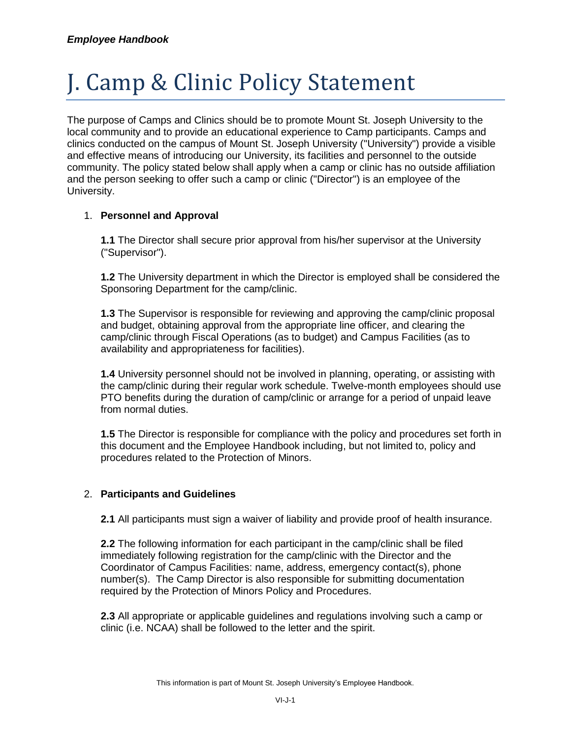# J. Camp & Clinic Policy Statement

The purpose of Camps and Clinics should be to promote Mount St. Joseph University to the local community and to provide an educational experience to Camp participants. Camps and clinics conducted on the campus of Mount St. Joseph University ("University") provide a visible and effective means of introducing our University, its facilities and personnel to the outside community. The policy stated below shall apply when a camp or clinic has no outside affiliation and the person seeking to offer such a camp or clinic ("Director") is an employee of the University.

1. **Personnel and Approval**

   **1.1** The Director shall secure prior approval from his/her supervisor at the University ("Supervisor").

   **1.2** The University department in which the Director is employed shall be considered the Sponsoring Department for the camp/clinic.

   **1.3** The Supervisor is responsible for reviewing and approving the camp/clinic proposal and budget, obtaining approval from the appropriate line officer, and clearing the camp/clinic through Fiscal Operations (as to budget) and Campus Facilities (as to availability and appropriateness for facilities).

   **1.4** University personnel should not be involved in planning, operating, or assisting with the camp/clinic during their regular work schedule. Twelve-month employees should use PTO benefits during the duration of camp/clinic or arrange for a period of unpaid leave from normal duties.

   **1.5** The Director is responsible for compliance with the policy and procedures set forth in this document and the Employee Handbook including, but not limited to, policy and procedures related to the Protection of Minors.

2. **Participants and Guidelines**

   **2.1** All participants must sign a waiver of liability and provide proof of health insurance.

   **2.2** The following information for each participant in the camp/clinic shall be filed immediately following registration for the camp/clinic with the Director and the Coordinator of Campus Facilities: name, address, emergency contact(s), phone number(s). The Camp Director is also responsible for submitting documentation required by the Protection of Minors Policy and Procedures.

   **2.3** All appropriate or applicable guidelines and regulations involving such a camp or clinic (i.e. NCAA) shall be followed to the letter and the spirit.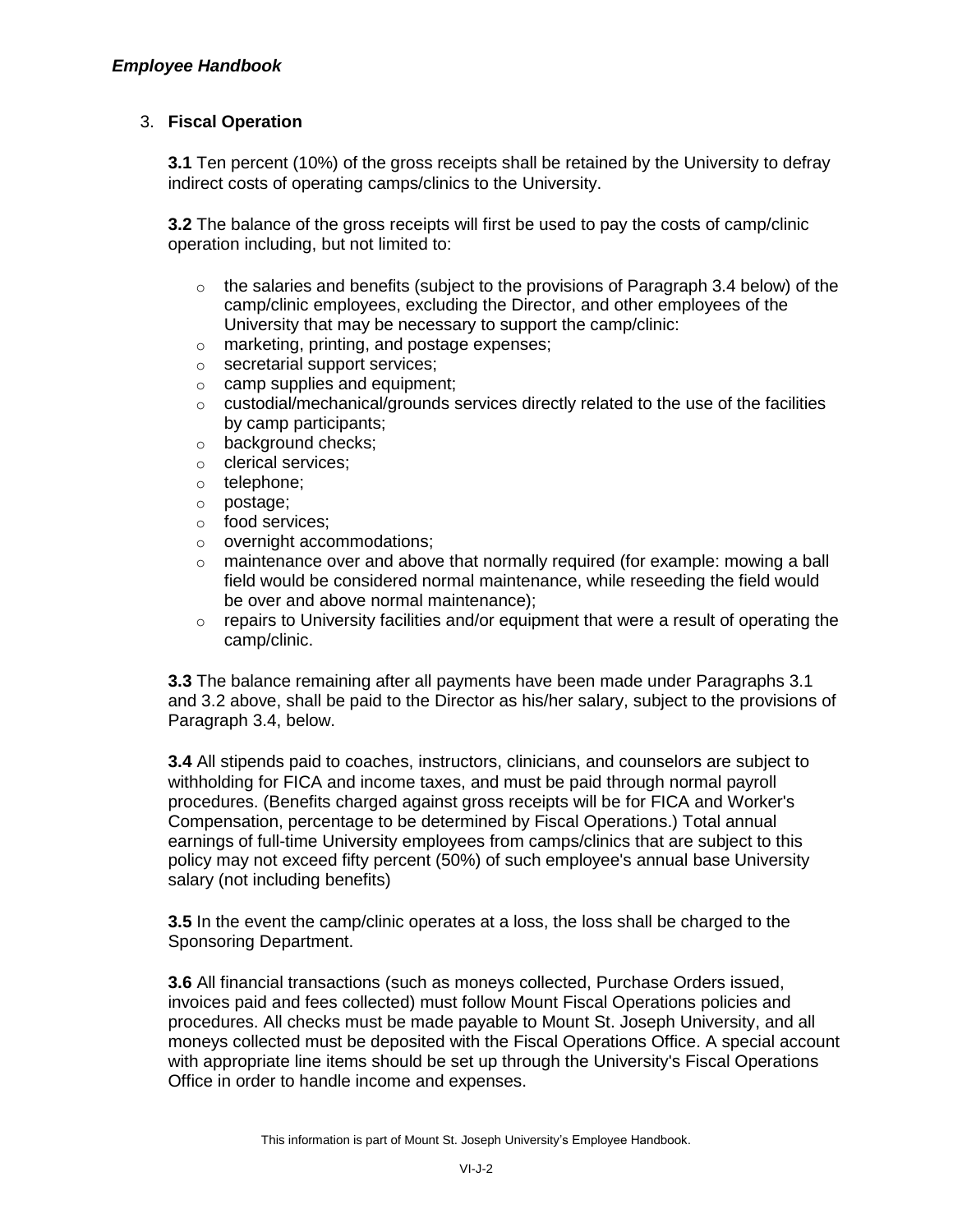3. **Fiscal Operation**

**3.1** Ten percent (10%) of the gross receipts shall be retained by the University to defray indirect costs of operating camps/clinics to the University.

**3.2** The balance of the gross receipts will first be used to pay the costs of camp/clinic operation including, but not limited to:

- the salaries and benefits (subject to the provisions of Paragraph 3.4 below) of the camp/clinic employees, excluding the Director, and other employees of the University that may be necessary to support the camp/clinic:
- marketing, printing, and postage expenses;
- secretarial support services;
- camp supplies and equipment;
- custodial/mechanical/grounds services directly related to the use of the facilities by camp participants;
- background checks;
- clerical services;
- telephone;
- postage;
- food services;
- overnight accommodations;
- maintenance over and above that normally required (for example: mowing a ball field would be considered normal maintenance, while reseeding the field would be over and above normal maintenance);
- repairs to University facilities and/or equipment that were a result of operating the camp/clinic.

**3.3** The balance remaining after all payments have been made under Paragraphs 3.1 and 3.2 above, shall be paid to the Director as his/her salary, subject to the provisions of Paragraph 3.4, below.

**3.4** All stipends paid to coaches, instructors, clinicians, and counselors are subject to withholding for FICA and income taxes, and must be paid through normal payroll procedures. (Benefits charged against gross receipts will be for FICA and Worker's Compensation, percentage to be determined by Fiscal Operations.) Total annual earnings of full-time University employees from camps/clinics that are subject to this policy may not exceed fifty percent (50%) of such employee's annual base University salary (not including benefits)

**3.5** In the event the camp/clinic operates at a loss, the loss shall be charged to the Sponsoring Department.

**3.6** All financial transactions (such as moneys collected, Purchase Orders issued, invoices paid and fees collected) must follow Mount Fiscal Operations policies and procedures. All checks must be made payable to Mount St. Joseph University, and all moneys collected must be deposited with the Fiscal Operations Office. A special account with appropriate line items should be set up through the University's Fiscal Operations Office in order to handle income and expenses.